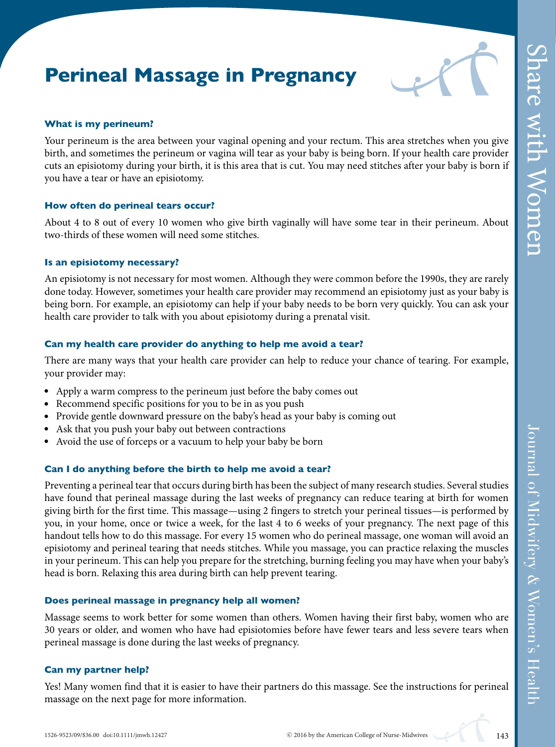# Perineal Massage in Pregnancy

### What is my perineum?

Your perineum is the area between your vaginal opening and your rectum. This area stretches when you give birth, and sometimes the perineum or vagina will tear as your baby is being born. If your health care provider cuts an episiotomy during your birth, it is this area that is cut. You may need stitches after your baby is born if you have a tear or have an episiotomy.

### How often do perineal tears occur?

About 4 to 8 out of every 10 women who give birth vaginally will have some tear in their perineum. About two-thirds of these women will need some stitches.

### Is an episiotomy necessary?

An episiotomy is not necessary for most women. Although they were common before the 1990s, they are rarely done today. However, sometimes your health care provider may recommend an episiotomy just as your baby is being born. For example, an episiotomy can help if your baby needs to be born very quickly. You can ask your health care provider to talk with you about episiotomy during a prenatal visit.

### Can my health care provider do anything to help me avoid a tear?

There are many ways that your health care provider can help to reduce your chance of tearing. For example, your provider may:

- Apply a warm compress to the perineum just before the baby comes out
- Recommend specific positions for you to be in as you push
- Provide gentle downward pressure on the baby's head as your baby is coming out
- Ask that you push your baby out between contractions
- Avoid the use of forceps or a vacuum to help your baby be born

### Can I do anything before the birth to help me avoid a tear?

Preventing a perineal tear that occurs during birth has been the subject of many research studies. Several studies have found that perineal massage during the last weeks of pregnancy can reduce tearing at birth for women giving birth for the first time. This massage—using 2 fingers to stretch your perineal tissues—is performed by you, in your home, once or twice a week, for the last 4 to 6 weeks of your pregnancy. The next page of this handout tells how to do this massage. For every 15 women who do perineal massage, one woman will avoid an episiotomy and perineal tearing that needs stitches. While you massage, you can practice relaxing the muscles in your perineum. This can help you prepare for the stretching, burning feeling you may have when your baby's head is born. Relaxing this area during birth can help prevent tearing.

### Does perineal massage in pregnancy help all women?

Massage seems to work better for some women than others. Women having their first baby, women who are 30 years or older, and women who have had episiotomies before have fewer tears and less severe tears when perineal massage is done during the last weeks of pregnancy.

### Can my partner help?

Yes! Many women find that it is easier to have their partners do this massage. See the instructions for perineal massage on the next page for more information.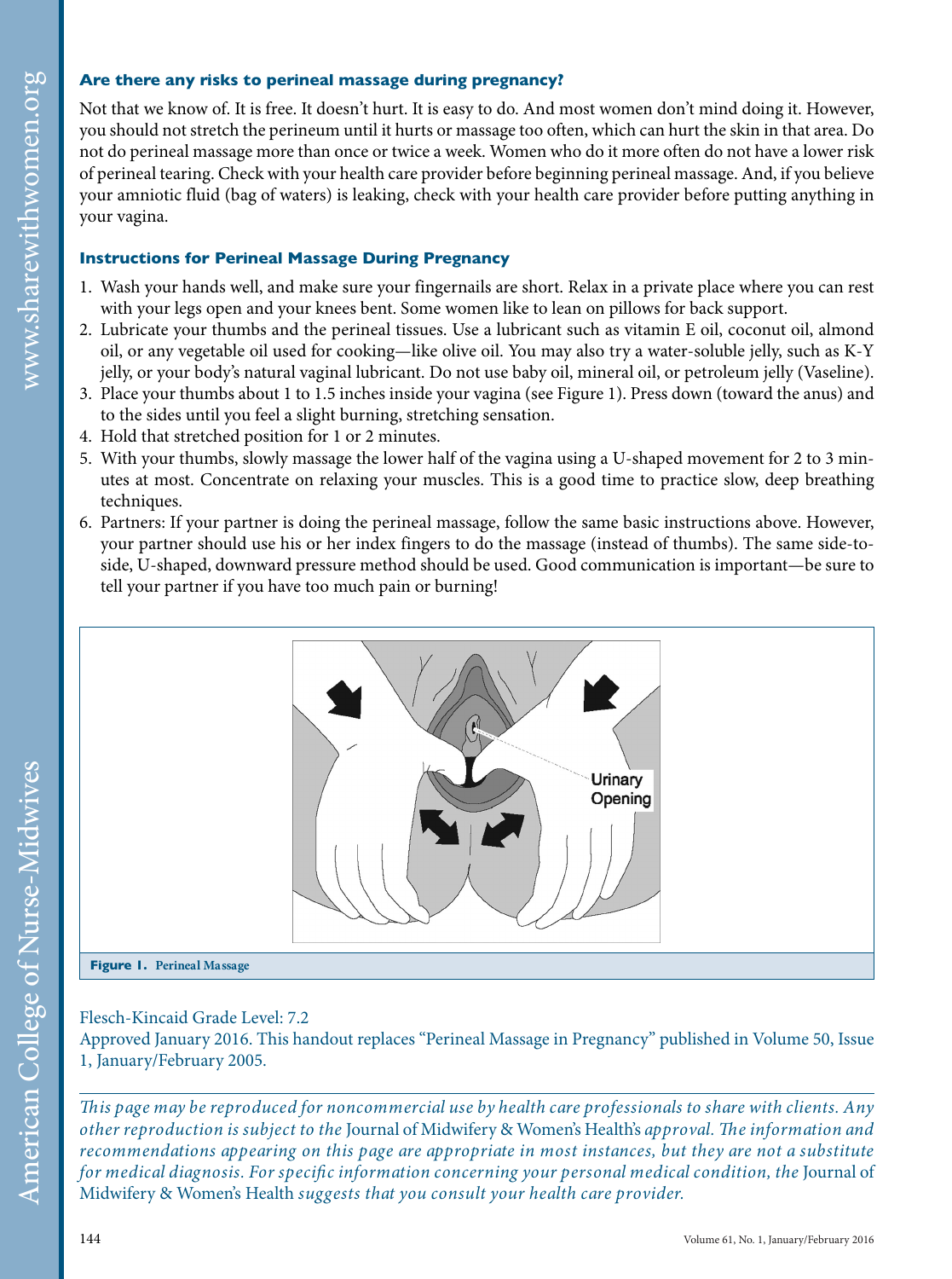### Are there any risks to perineal massage during pregnancy?

Not that we know of. It is free. It doesn't hurt. It is easy to do. And most women don't mind doing it. However, you should not stretch the perineum until it hurts or massage too often, which can hurt the skin in that area. Do not do perineal massage more than once or twice a week. Women who do it more often do not have a lower risk of perineal tearing. Check with your health care provider before beginning perineal massage. And, if you believe your amniotic fluid (bag of waters) is leaking, check with your health care provider before putting anything in your vagina.

### Instructions for Perineal Massage During Pregnancy

1. Wash your hands well, and make sure your fingernails are short. Relax in a private place where you can rest with your legs open and your knees bent. Some women like to lean on pillows for back support.
2. Lubricate your thumbs and the perineal tissues. Use a lubricant such as vitamin E oil, coconut oil, almond oil, or any vegetable oil used for cooking—like olive oil. You may also try a water-soluble jelly, such as K-Y jelly, or your body's natural vaginal lubricant. Do not use baby oil, mineral oil, or petroleum jelly (Vaseline).
3. Place your thumbs about 1 to 1.5 inches inside your vagina (see Figure 1). Press down (toward the anus) and to the sides until you feel a slight burning, stretching sensation.
4. Hold that stretched position for 1 or 2 minutes.
5. With your thumbs, slowly massage the lower half of the vagina using a U-shaped movement for 2 to 3 minutes at most. Concentrate on relaxing your muscles. This is a good time to practice slow, deep breathing techniques.
6. Partners: If your partner is doing the perineal massage, follow the same basic instructions above. However, your partner should use his or her index fingers to do the massage (instead of thumbs). The same side-to-side, U-shaped, downward pressure method should be used. Good communication is important—be sure to tell your partner if you have too much pain or burning!

Urinary Opening

**Figure 1.** Perineal Massage

Flesch-Kincaid Grade Level: 7.2

Approved January 2016. This handout replaces "Perineal Massage in Pregnancy" published in Volume 50, Issue 1, January/February 2005.

---

*This page may be reproduced for noncommercial use by health care professionals to share with clients. Any other reproduction is subject to the* Journal of Midwifery & Women's Health's *approval. The information and recommendations appearing on this page are appropriate in most instances, but they are not a substitute for medical diagnosis. For specific information concerning your personal medical condition, the* Journal of Midwifery & Women's Health *suggests that you consult your health care provider.*